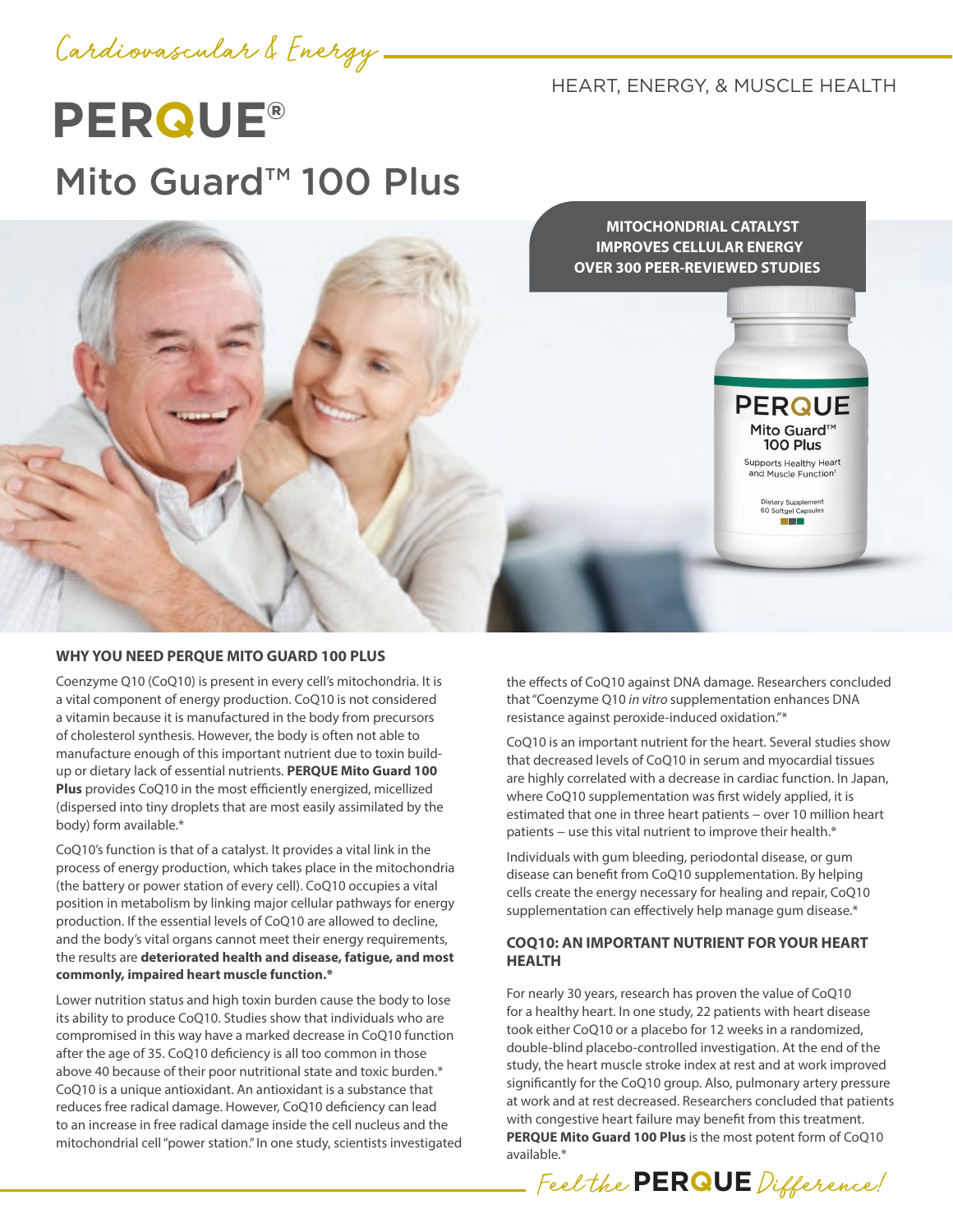Cardiovascular & Energy

HEART, ENERGY, & MUSCLE HEALTH

# PERQUE®

# Mito Guard™ 100 Plus

**MITOCHONDRIAL CATALYST**
**IMPROVES CELLULAR ENERGY**
**OVER 300 PEER-REVIEWED STUDIES**

## WHY YOU NEED PERQUE MITO GUARD 100 PLUS

Coenzyme Q10 (CoQ10) is present in every cell's mitochondria. It is a vital component of energy production. CoQ10 is not considered a vitamin because it is manufactured in the body from precursors of cholesterol synthesis. However, the body is often not able to manufacture enough of this important nutrient due to toxin build-up or dietary lack of essential nutrients. **PERQUE Mito Guard 100 Plus** provides CoQ10 in the most efficiently energized, micellized (dispersed into tiny droplets that are most easily assimilated by the body) form available.*

CoQ10's function is that of a catalyst. It provides a vital link in the process of energy production, which takes place in the mitochondria (the battery or power station of every cell). CoQ10 occupies a vital position in metabolism by linking major cellular pathways for energy production. If the essential levels of CoQ10 are allowed to decline, and the body's vital organs cannot meet their energy requirements, the results are **deteriorated health and disease, fatigue, and most commonly, impaired heart muscle function.***

Lower nutrition status and high toxin burden cause the body to lose its ability to produce CoQ10. Studies show that individuals who are compromised in this way have a marked decrease in CoQ10 function after the age of 35. CoQ10 deficiency is all too common in those above 40 because of their poor nutritional state and toxic burden.* CoQ10 is a unique antioxidant. An antioxidant is a substance that reduces free radical damage. However, CoQ10 deficiency can lead to an increase in free radical damage inside the cell nucleus and the mitochondrial cell "power station." In one study, scientists investigated the effects of CoQ10 against DNA damage. Researchers concluded that "Coenzyme Q10 *in vitro* supplementation enhances DNA resistance against peroxide-induced oxidation."*

CoQ10 is an important nutrient for the heart. Several studies show that decreased levels of CoQ10 in serum and myocardial tissues are highly correlated with a decrease in cardiac function. In Japan, where CoQ10 supplementation was first widely applied, it is estimated that one in three heart patients – over 10 million heart patients – use this vital nutrient to improve their health.*

Individuals with gum bleeding, periodontal disease, or gum disease can benefit from CoQ10 supplementation. By helping cells create the energy necessary for healing and repair, CoQ10 supplementation can effectively help manage gum disease.*

## COQ10: AN IMPORTANT NUTRIENT FOR YOUR HEART HEALTH

For nearly 30 years, research has proven the value of CoQ10 for a healthy heart. In one study, 22 patients with heart disease took either CoQ10 or a placebo for 12 weeks in a randomized, double-blind placebo-controlled investigation. At the end of the study, the heart muscle stroke index at rest and at work improved significantly for the CoQ10 group. Also, pulmonary artery pressure at work and at rest decreased. Researchers concluded that patients with congestive heart failure may benefit from this treatment. **PERQUE Mito Guard 100 Plus** is the most potent form of CoQ10 available.*

Feel the **PERQUE** Difference!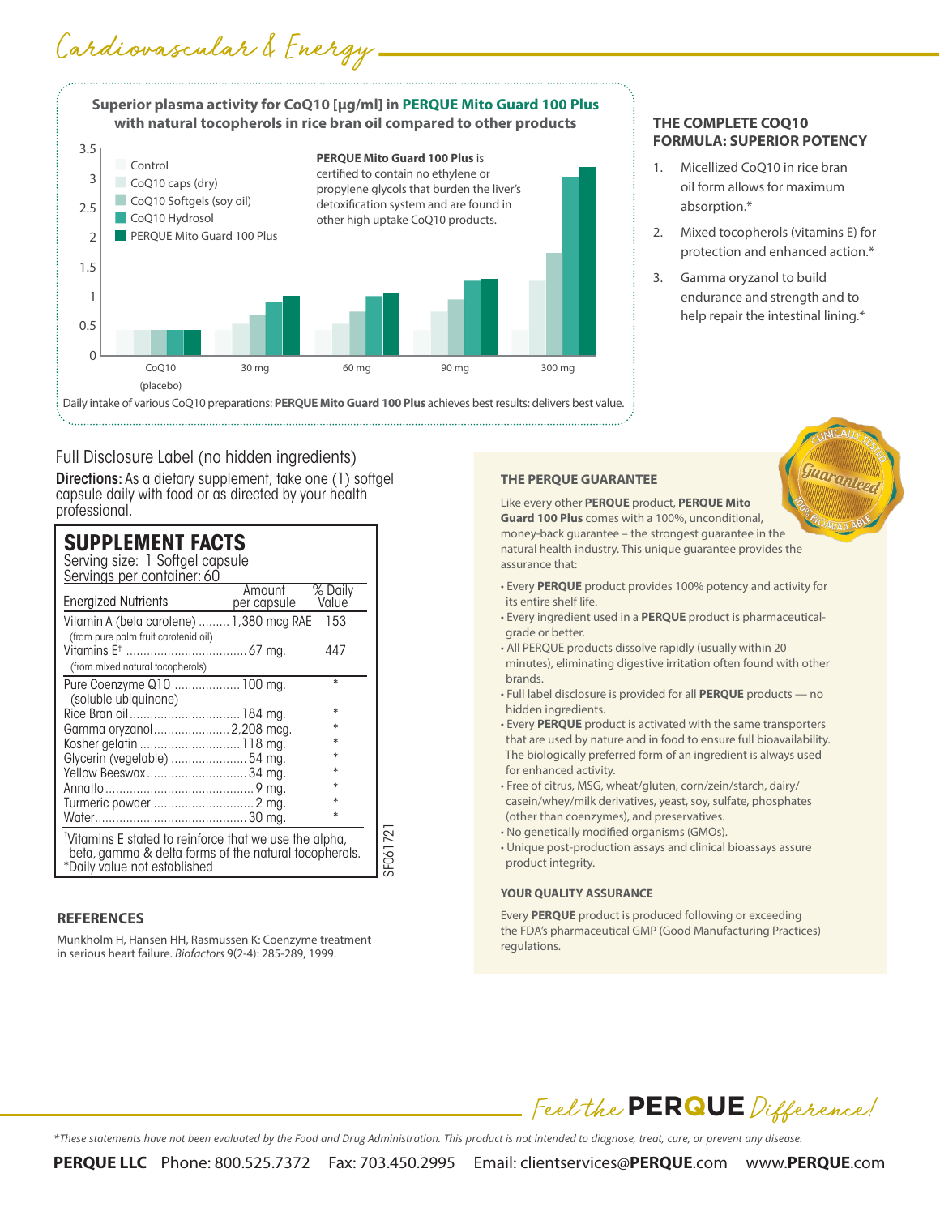# Cardiovascular & Energy

**Superior plasma activity for CoQ10 [μg/ml] in PERQUE Mito Guard 100 Plus with natural tocopherols in rice bran oil compared to other products**

3.5
3
2.5
2
1.5
1
0.5
0

Control
CoQ10 caps (dry)
CoQ10 Softgels (soy oil)
CoQ10 Hydrosol
PERQUE Mito Guard 100 Plus

**PERQUE Mito Guard 100 Plus** is certified to contain no ethylene or propylene glycols that burden the liver's detoxification system and are found in other high uptake CoQ10 products.

CoQ10 (placebo)
30 mg
60 mg
90 mg
300 mg

Daily intake of various CoQ10 preparations: **PERQUE Mito Guard 100 Plus** achieves best results: delivers best value.

## THE COMPLETE COQ10 FORMULA: SUPERIOR POTENCY

1. Micellized CoQ10 in rice bran oil form allows for maximum absorption.*
2. Mixed tocopherols (vitamins E) for protection and enhanced action.*
3. Gamma oryzanol to build endurance and strength and to help repair the intestinal lining.*

## Full Disclosure Label (no hidden ingredients)

**Directions:** As a dietary supplement, take one (1) softgel capsule daily with food or as directed by your health professional.

### SUPPLEMENT FACTS

Serving size: 1 Softgel capsule
Servings per container: 60

| Energized Nutrients | Amount per capsule | % Daily Value |
|---|---|---|
| Vitamin A (beta carotene) (from pure palm fruit carotenoid oil) | 1,380 mcg RAE | 153 |
| Vitamins E† (from mixed natural tocopherols) | 67 mg. | 447 |
| Pure Coenzyme Q10 (soluble ubiquinone) | 100 mg. | * |
| Rice Bran oil | 184 mg. | * |
| Gamma oryzanol | 2,208 mcg. | * |
| Kosher gelatin | 118 mg. | * |
| Glycerin (vegetable) | 54 mg. | * |
| Yellow Beeswax | 34 mg. | * |
| Annatto | 9 mg. | * |
| Turmeric powder | 2 mg. | * |
| Water | 30 mg. | * |

†Vitamins E stated to reinforce that we use the alpha, beta, gamma & delta forms of the natural tocopherols.
*Daily value not established

SF061721

## REFERENCES

Munkholm H, Hansen HH, Rasmussen K: Coenzyme treatment in serious heart failure. *Biofactors* 9(2-4): 285-289, 1999.

## THE PERQUE GUARANTEE

Like every other **PERQUE** product, **PERQUE Mito Guard 100 Plus** comes with a 100%, unconditional, money-back guarantee – the strongest guarantee in the natural health industry. This unique guarantee provides the assurance that:

- Every **PERQUE** product provides 100% potency and activity for its entire shelf life.
- Every ingredient used in a **PERQUE** product is pharmaceutical-grade or better.
- All PERQUE products dissolve rapidly (usually within 20 minutes), eliminating digestive irritation often found with other brands.
- Full label disclosure is provided for all **PERQUE** products — no hidden ingredients.
- Every **PERQUE** product is activated with the same transporters that are used by nature and in food to ensure full bioavailability. The biologically preferred form of an ingredient is always used for enhanced activity.
- Free of citrus, MSG, wheat/gluten, corn/zein/starch, dairy/casein/whey/milk derivatives, yeast, soy, sulfate, phosphates (other than coenzymes), and preservatives.
- No genetically modified organisms (GMOs).
- Unique post-production assays and clinical bioassays assure product integrity.

Clinically Tested · Guaranteed · 100% Bioavailable

### YOUR QUALITY ASSURANCE

Every **PERQUE** product is produced following or exceeding the FDA's pharmaceutical GMP (Good Manufacturing Practices) regulations.

*Feel the* **PERQUE** *Difference!*

*These statements have not been evaluated by the Food and Drug Administration. This product is not intended to diagnose, treat, cure, or prevent any disease.*

**PERQUE LLC** Phone: 800.525.7372 Fax: 703.450.2995 Email: clientservices@**PERQUE**.com www.**PERQUE**.com